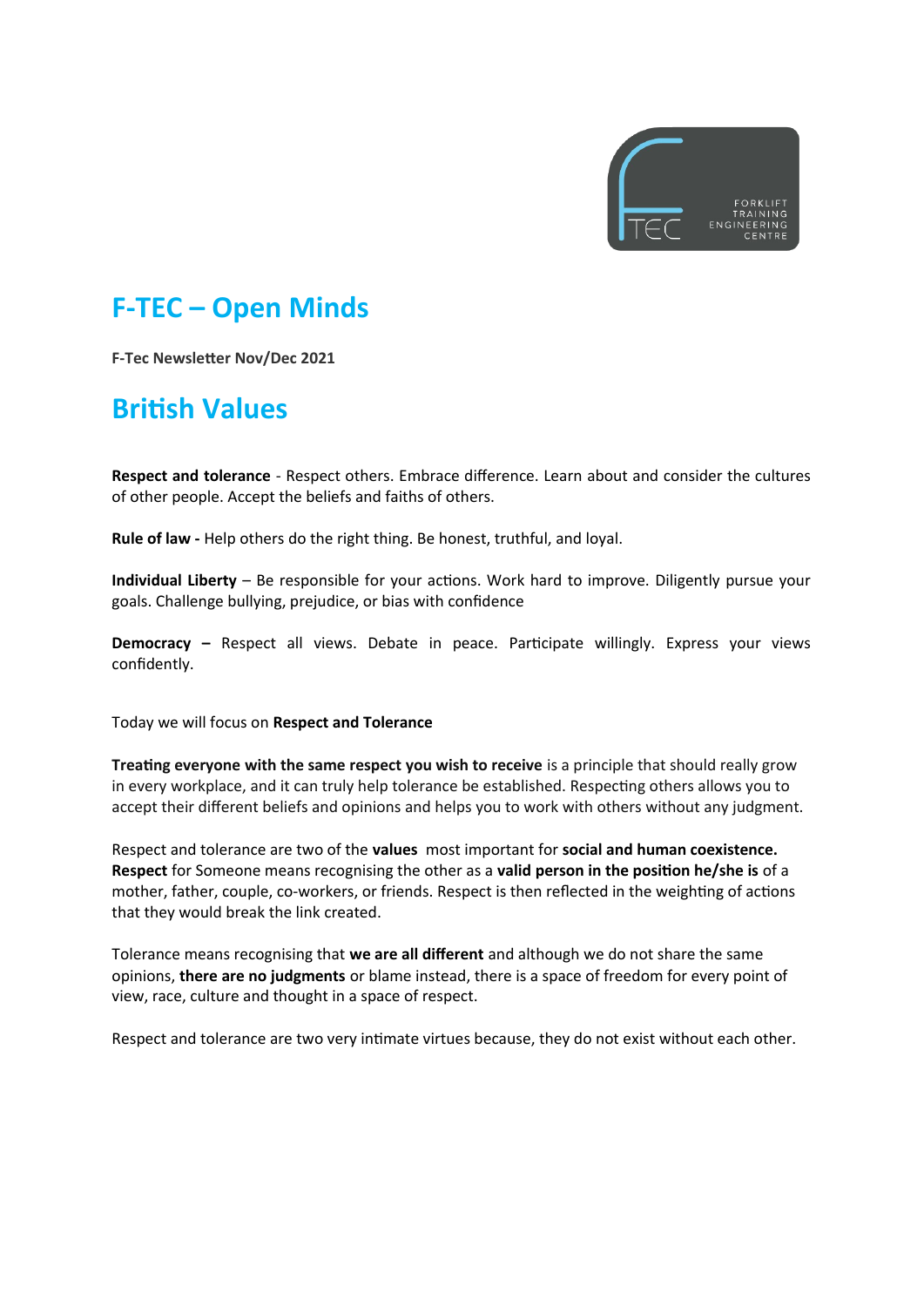# F-TEC – Open Minds

**F-Tec Newsletter Nov/Dec 2021**

## British Values

**Respect and tolerance** - Respect others. Embrace difference. Learn about and consider the cultures of other people. Accept the beliefs and faiths of others.

**Rule of law -** Help others do the right thing. Be honest, truthful, and loyal.

**Individual Liberty** – Be responsible for your actions. Work hard to improve. Diligently pursue your goals. Challenge bullying, prejudice, or bias with confidence

**Democracy –** Respect all views. Debate in peace. Participate willingly. Express your views confidently.

Today we will focus on **Respect and Tolerance**

**Treating everyone with the same respect you wish to receive** is a principle that should really grow in every workplace, and it can truly help tolerance be established. Respecting others allows you to accept their different beliefs and opinions and helps you to work with others without any judgment.

Respect and tolerance are two of the **values** most important for **social and human coexistence. Respect** for Someone means recognising the other as a **valid person in the position he/she is** of a mother, father, couple, co-workers, or friends. Respect is then reflected in the weighting of actions that they would break the link created.

Tolerance means recognising that **we are all different** and although we do not share the same opinions, **there are no judgments** or blame instead, there is a space of freedom for every point of view, race, culture and thought in a space of respect.

Respect and tolerance are two very intimate virtues because, they do not exist without each other.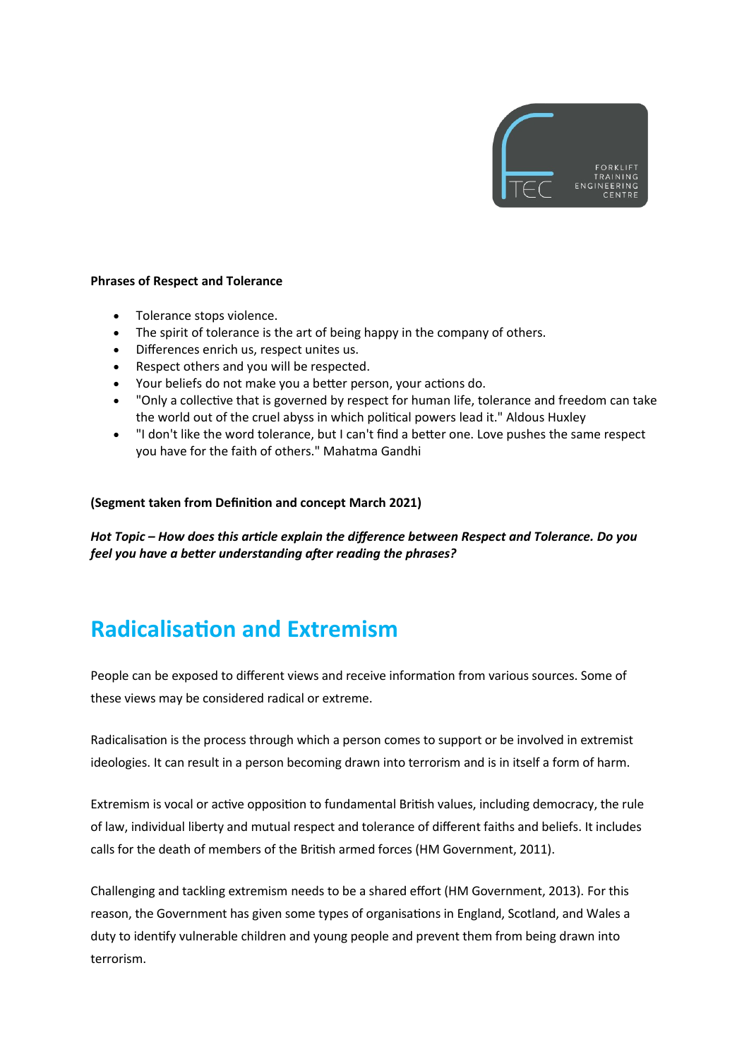**Phrases of Respect and Tolerance**

- Tolerance stops violence.
- The spirit of tolerance is the art of being happy in the company of others.
- Differences enrich us, respect unites us.
- Respect others and you will be respected.
- Your beliefs do not make you a better person, your actions do.
- "Only a collective that is governed by respect for human life, tolerance and freedom can take the world out of the cruel abyss in which political powers lead it." Aldous Huxley
- "I don't like the word tolerance, but I can't find a better one. Love pushes the same respect you have for the faith of others." Mahatma Gandhi

**(Segment taken from Definition and concept March 2021)**

***Hot Topic – How does this article explain the difference between Respect and Tolerance. Do you feel you have a better understanding after reading the phrases?***

## Radicalisation and Extremism

People can be exposed to different views and receive information from various sources. Some of these views may be considered radical or extreme.

Radicalisation is the process through which a person comes to support or be involved in extremist ideologies. It can result in a person becoming drawn into terrorism and is in itself a form of harm.

Extremism is vocal or active opposition to fundamental British values, including democracy, the rule of law, individual liberty and mutual respect and tolerance of different faiths and beliefs. It includes calls for the death of members of the British armed forces (HM Government, 2011).

Challenging and tackling extremism needs to be a shared effort (HM Government, 2013). For this reason, the Government has given some types of organisations in England, Scotland, and Wales a duty to identify vulnerable children and young people and prevent them from being drawn into terrorism.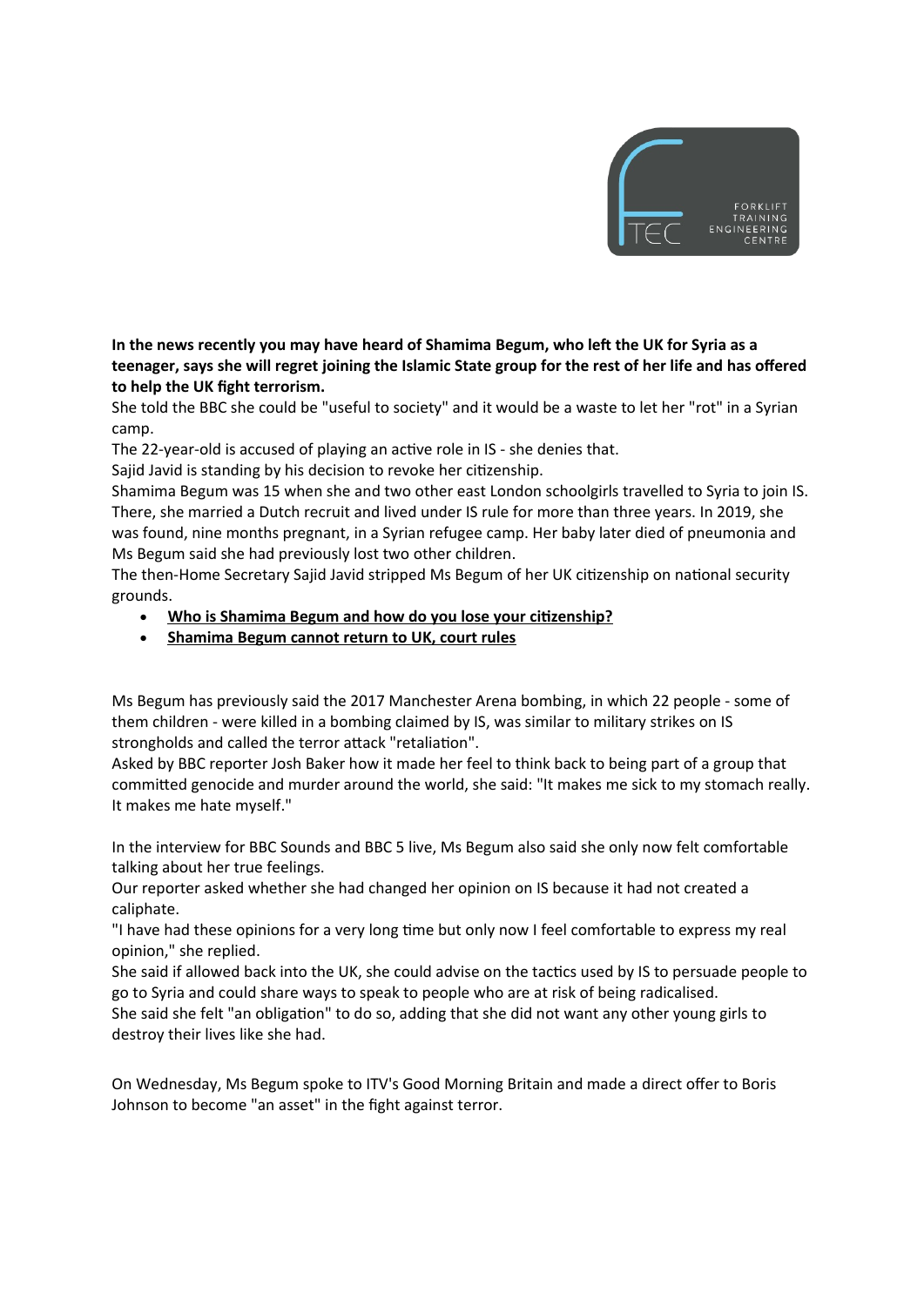**In the news recently you may have heard of Shamima Begum, who left the UK for Syria as a teenager, says she will regret joining the Islamic State group for the rest of her life and has offered to help the UK fight terrorism.**

She told the BBC she could be "useful to society" and it would be a waste to let her "rot" in a Syrian camp.

The 22-year-old is accused of playing an active role in IS - she denies that.

Sajid Javid is standing by his decision to revoke her citizenship.

Shamima Begum was 15 when she and two other east London schoolgirls travelled to Syria to join IS. There, she married a Dutch recruit and lived under IS rule for more than three years. In 2019, she was found, nine months pregnant, in a Syrian refugee camp. Her baby later died of pneumonia and Ms Begum said she had previously lost two other children.

The then-Home Secretary Sajid Javid stripped Ms Begum of her UK citizenship on national security grounds.

- **Who is Shamima Begum and how do you lose your citizenship?**
- **Shamima Begum cannot return to UK, court rules**

Ms Begum has previously said the 2017 Manchester Arena bombing, in which 22 people - some of them children - were killed in a bombing claimed by IS, was similar to military strikes on IS strongholds and called the terror attack "retaliation".

Asked by BBC reporter Josh Baker how it made her feel to think back to being part of a group that committed genocide and murder around the world, she said: "It makes me sick to my stomach really. It makes me hate myself."

In the interview for BBC Sounds and BBC 5 live, Ms Begum also said she only now felt comfortable talking about her true feelings.

Our reporter asked whether she had changed her opinion on IS because it had not created a caliphate.

"I have had these opinions for a very long time but only now I feel comfortable to express my real opinion," she replied.

She said if allowed back into the UK, she could advise on the tactics used by IS to persuade people to go to Syria and could share ways to speak to people who are at risk of being radicalised.

She said she felt "an obligation" to do so, adding that she did not want any other young girls to destroy their lives like she had.

On Wednesday, Ms Begum spoke to ITV's Good Morning Britain and made a direct offer to Boris Johnson to become "an asset" in the fight against terror.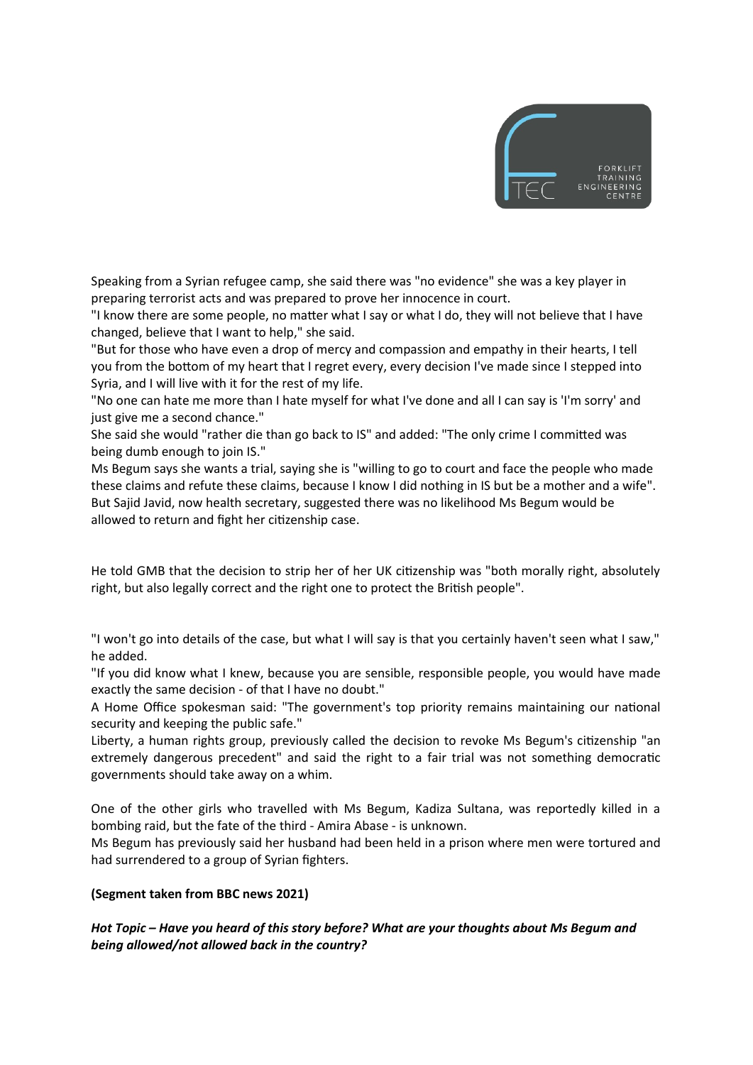Speaking from a Syrian refugee camp, she said there was "no evidence" she was a key player in preparing terrorist acts and was prepared to prove her innocence in court.

"I know there are some people, no matter what I say or what I do, they will not believe that I have changed, believe that I want to help," she said.

"But for those who have even a drop of mercy and compassion and empathy in their hearts, I tell you from the bottom of my heart that I regret every, every decision I've made since I stepped into Syria, and I will live with it for the rest of my life.

"No one can hate me more than I hate myself for what I've done and all I can say is 'I'm sorry' and just give me a second chance."

She said she would "rather die than go back to IS" and added: "The only crime I committed was being dumb enough to join IS."

Ms Begum says she wants a trial, saying she is "willing to go to court and face the people who made these claims and refute these claims, because I know I did nothing in IS but be a mother and a wife". But Sajid Javid, now health secretary, suggested there was no likelihood Ms Begum would be allowed to return and fight her citizenship case.

He told GMB that the decision to strip her of her UK citizenship was "both morally right, absolutely right, but also legally correct and the right one to protect the British people".

"I won't go into details of the case, but what I will say is that you certainly haven't seen what I saw," he added.

"If you did know what I knew, because you are sensible, responsible people, you would have made exactly the same decision - of that I have no doubt."

A Home Office spokesman said: "The government's top priority remains maintaining our national security and keeping the public safe."

Liberty, a human rights group, previously called the decision to revoke Ms Begum's citizenship "an extremely dangerous precedent" and said the right to a fair trial was not something democratic governments should take away on a whim.

One of the other girls who travelled with Ms Begum, Kadiza Sultana, was reportedly killed in a bombing raid, but the fate of the third - Amira Abase - is unknown.

Ms Begum has previously said her husband had been held in a prison where men were tortured and had surrendered to a group of Syrian fighters.

**(Segment taken from BBC news 2021)**

***Hot Topic – Have you heard of this story before? What are your thoughts about Ms Begum and being allowed/not allowed back in the country?***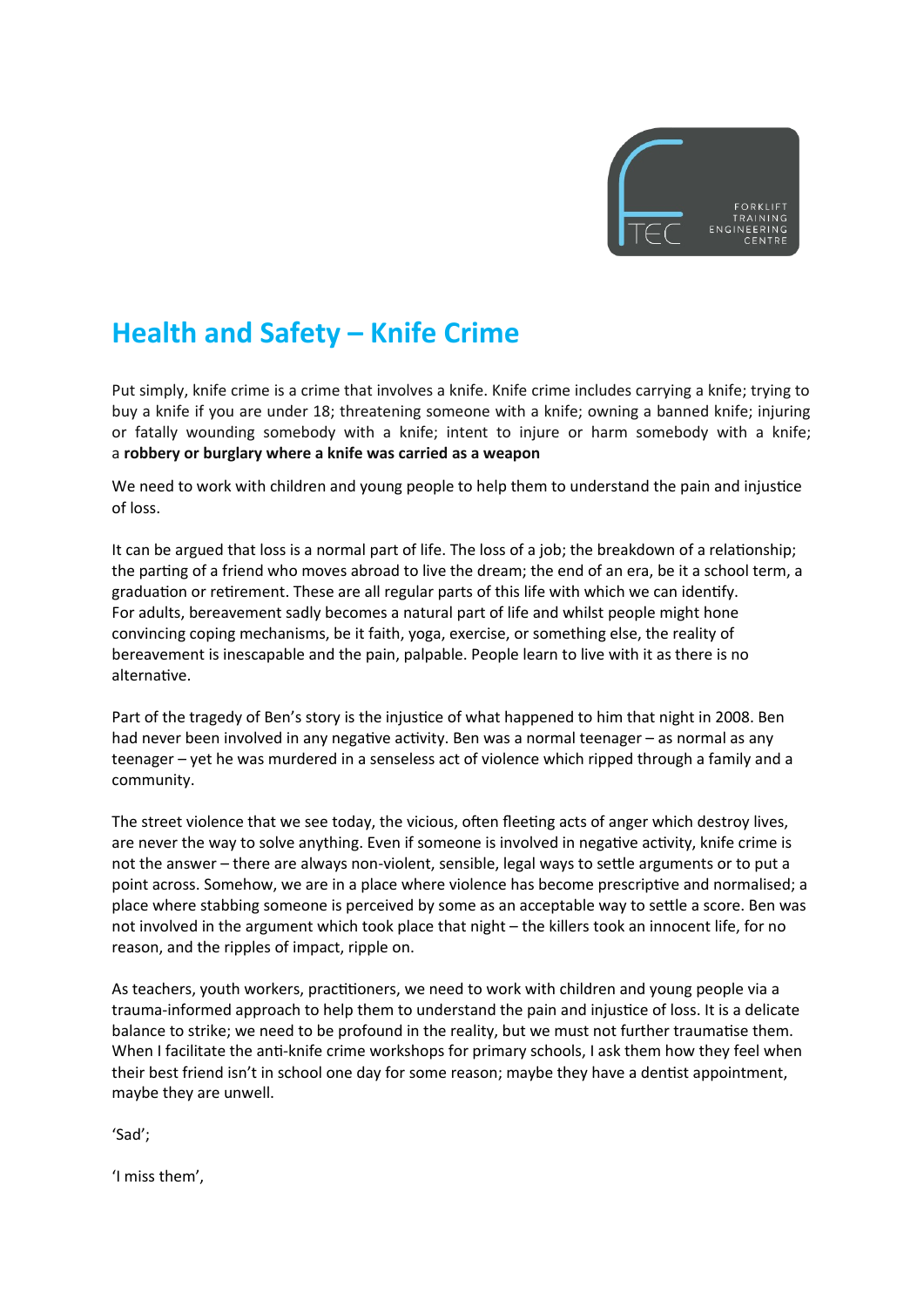# Health and Safety – Knife Crime

Put simply, knife crime is a crime that involves a knife. Knife crime includes carrying a knife; trying to buy a knife if you are under 18; threatening someone with a knife; owning a banned knife; injuring or fatally wounding somebody with a knife; intent to injure or harm somebody with a knife; a **robbery or burglary where a knife was carried as a weapon**

We need to work with children and young people to help them to understand the pain and injustice of loss.

It can be argued that loss is a normal part of life. The loss of a job; the breakdown of a relationship; the parting of a friend who moves abroad to live the dream; the end of an era, be it a school term, a graduation or retirement. These are all regular parts of this life with which we can identify. For adults, bereavement sadly becomes a natural part of life and whilst people might hone convincing coping mechanisms, be it faith, yoga, exercise, or something else, the reality of bereavement is inescapable and the pain, palpable. People learn to live with it as there is no alternative.

Part of the tragedy of Ben's story is the injustice of what happened to him that night in 2008. Ben had never been involved in any negative activity. Ben was a normal teenager – as normal as any teenager – yet he was murdered in a senseless act of violence which ripped through a family and a community.

The street violence that we see today, the vicious, often fleeting acts of anger which destroy lives, are never the way to solve anything. Even if someone is involved in negative activity, knife crime is not the answer – there are always non-violent, sensible, legal ways to settle arguments or to put a point across. Somehow, we are in a place where violence has become prescriptive and normalised; a place where stabbing someone is perceived by some as an acceptable way to settle a score. Ben was not involved in the argument which took place that night – the killers took an innocent life, for no reason, and the ripples of impact, ripple on.

As teachers, youth workers, practitioners, we need to work with children and young people via a trauma-informed approach to help them to understand the pain and injustice of loss. It is a delicate balance to strike; we need to be profound in the reality, but we must not further traumatise them. When I facilitate the anti-knife crime workshops for primary schools, I ask them how they feel when their best friend isn't in school one day for some reason; maybe they have a dentist appointment, maybe they are unwell.

'Sad';

'I miss them',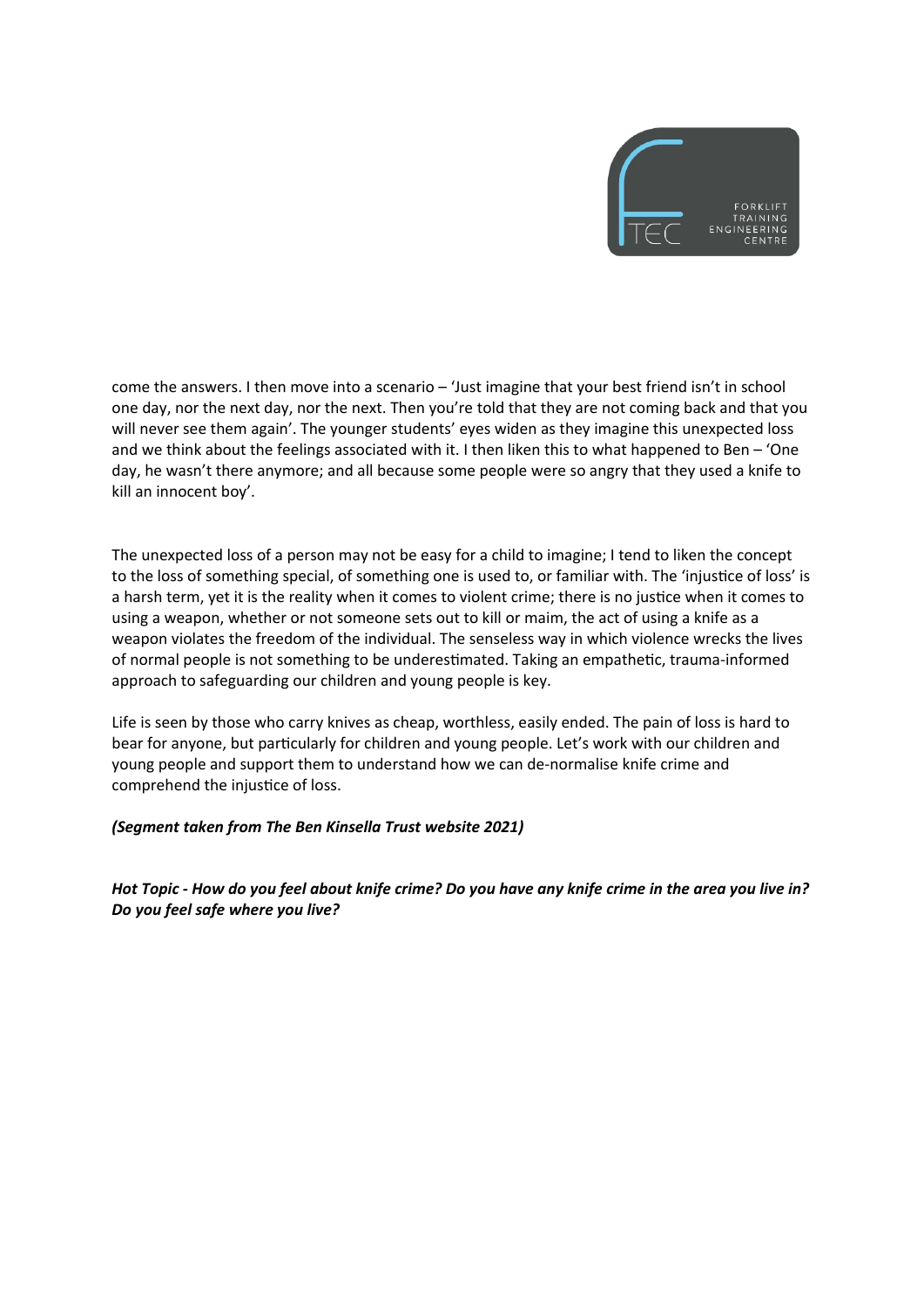come the answers. I then move into a scenario – 'Just imagine that your best friend isn't in school one day, nor the next day, nor the next. Then you're told that they are not coming back and that you will never see them again'. The younger students' eyes widen as they imagine this unexpected loss and we think about the feelings associated with it. I then liken this to what happened to Ben – 'One day, he wasn't there anymore; and all because some people were so angry that they used a knife to kill an innocent boy'.

The unexpected loss of a person may not be easy for a child to imagine; I tend to liken the concept to the loss of something special, of something one is used to, or familiar with. The 'injustice of loss' is a harsh term, yet it is the reality when it comes to violent crime; there is no justice when it comes to using a weapon, whether or not someone sets out to kill or maim, the act of using a knife as a weapon violates the freedom of the individual. The senseless way in which violence wrecks the lives of normal people is not something to be underestimated. Taking an empathetic, trauma-informed approach to safeguarding our children and young people is key.

Life is seen by those who carry knives as cheap, worthless, easily ended. The pain of loss is hard to bear for anyone, but particularly for children and young people. Let's work with our children and young people and support them to understand how we can de-normalise knife crime and comprehend the injustice of loss.

***(Segment taken from The Ben Kinsella Trust website 2021)***

***Hot Topic - How do you feel about knife crime? Do you have any knife crime in the area you live in? Do you feel safe where you live?***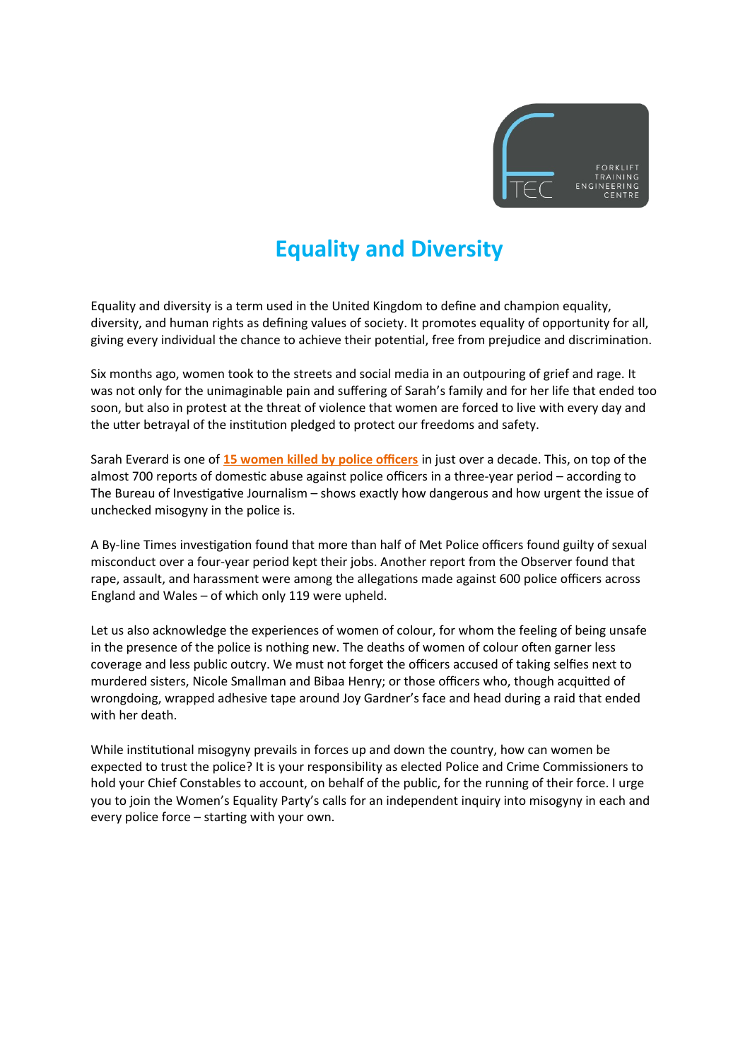# Equality and Diversity

Equality and diversity is a term used in the United Kingdom to define and champion equality, diversity, and human rights as defining values of society. It promotes equality of opportunity for all, giving every individual the chance to achieve their potential, free from prejudice and discrimination.

Six months ago, women took to the streets and social media in an outpouring of grief and rage. It was not only for the unimaginable pain and suffering of Sarah's family and for her life that ended too soon, but also in protest at the threat of violence that women are forced to live with every day and the utter betrayal of the institution pledged to protect our freedoms and safety.

Sarah Everard is one of **15 women killed by police officers** in just over a decade. This, on top of the almost 700 reports of domestic abuse against police officers in a three-year period – according to The Bureau of Investigative Journalism – shows exactly how dangerous and how urgent the issue of unchecked misogyny in the police is.

A By-line Times investigation found that more than half of Met Police officers found guilty of sexual misconduct over a four-year period kept their jobs. Another report from the Observer found that rape, assault, and harassment were among the allegations made against 600 police officers across England and Wales – of which only 119 were upheld.

Let us also acknowledge the experiences of women of colour, for whom the feeling of being unsafe in the presence of the police is nothing new. The deaths of women of colour often garner less coverage and less public outcry. We must not forget the officers accused of taking selfies next to murdered sisters, Nicole Smallman and Bibaa Henry; or those officers who, though acquitted of wrongdoing, wrapped adhesive tape around Joy Gardner's face and head during a raid that ended with her death.

While institutional misogyny prevails in forces up and down the country, how can women be expected to trust the police? It is your responsibility as elected Police and Crime Commissioners to hold your Chief Constables to account, on behalf of the public, for the running of their force. I urge you to join the Women's Equality Party's calls for an independent inquiry into misogyny in each and every police force – starting with your own.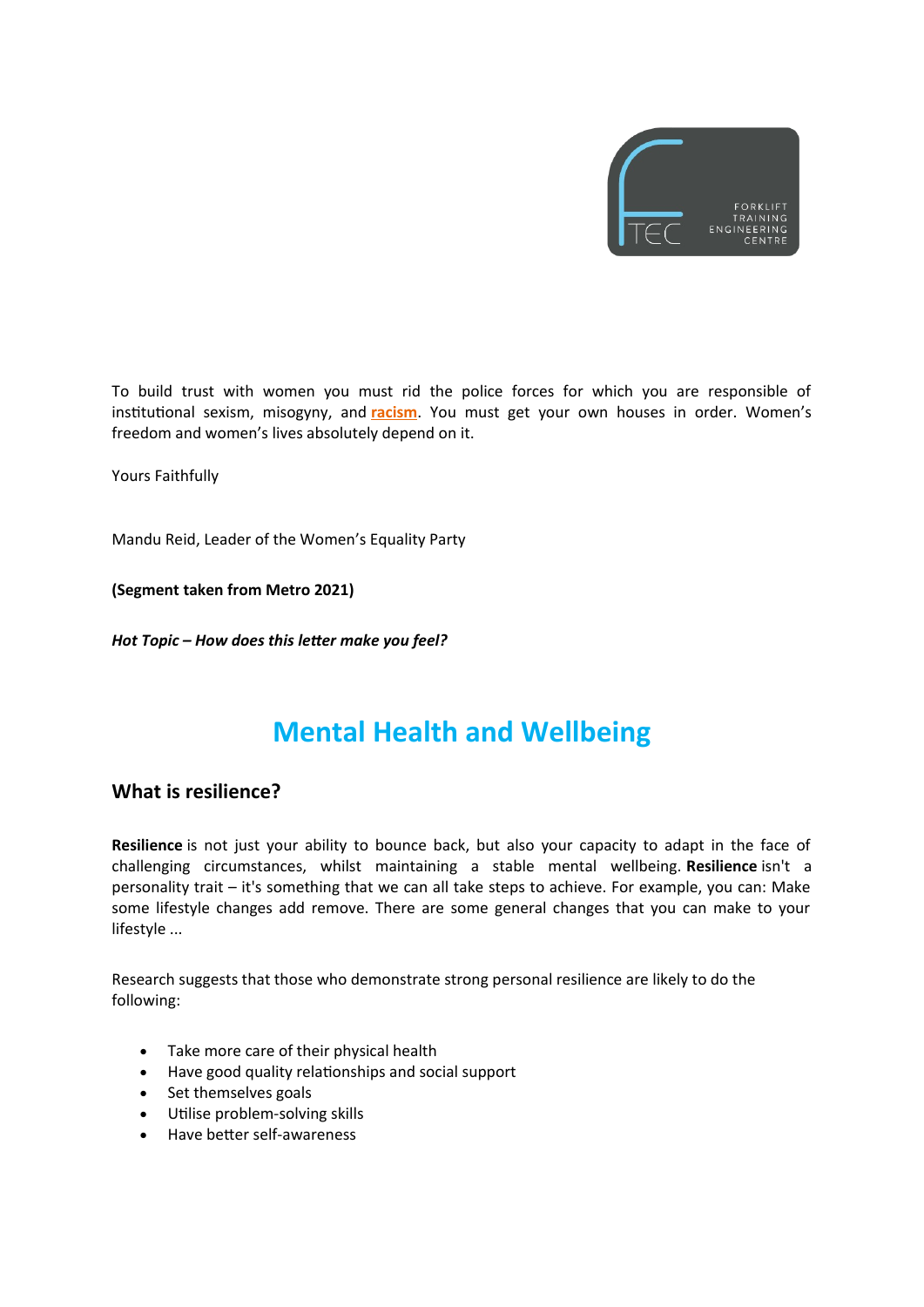To build trust with women you must rid the police forces for which you are responsible of institutional sexism, misogyny, and **racism**. You must get your own houses in order. Women's freedom and women's lives absolutely depend on it.

Yours Faithfully

Mandu Reid, Leader of the Women's Equality Party

**(Segment taken from Metro 2021)**

***Hot Topic – How does this letter make you feel?***

# Mental Health and Wellbeing

## What is resilience?

**Resilience** is not just your ability to bounce back, but also your capacity to adapt in the face of challenging circumstances, whilst maintaining a stable mental wellbeing. **Resilience** isn't a personality trait – it's something that we can all take steps to achieve. For example, you can: Make some lifestyle changes add remove. There are some general changes that you can make to your lifestyle ...

Research suggests that those who demonstrate strong personal resilience are likely to do the following:

- Take more care of their physical health
- Have good quality relationships and social support
- Set themselves goals
- Utilise problem-solving skills
- Have better self-awareness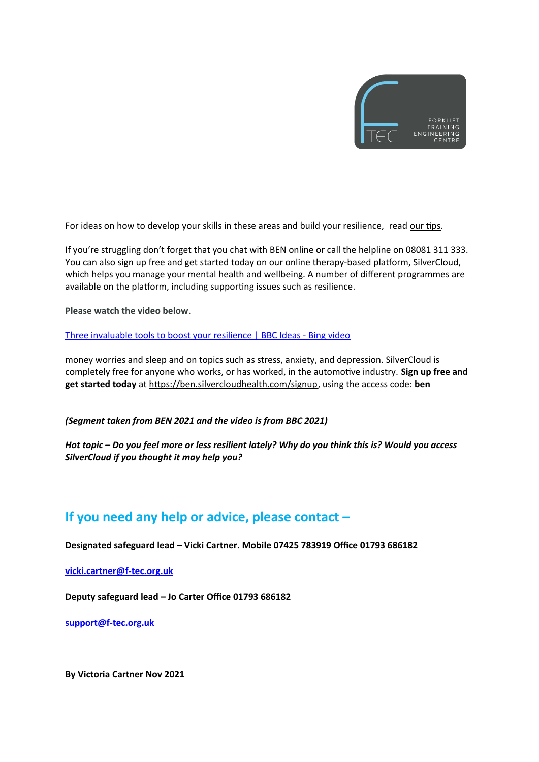For ideas on how to develop your skills in these areas and build your resilience,  read our tips.

If you're struggling don't forget that you chat with BEN online or call the helpline on 08081 311 333. You can also sign up free and get started today on our online therapy-based platform, SilverCloud, which helps you manage your mental health and wellbeing. A number of different programmes are available on the platform, including supporting issues such as resilience.

**Please watch the video below**.

[Three invaluable tools to boost your resilience | BBC Ideas - Bing video]()

money worries and sleep and on topics such as stress, anxiety, and depression. SilverCloud is completely free for anyone who works, or has worked, in the automotive industry. **Sign up free and get started today** at https://ben.silvercloudhealth.com/signup, using the access code: **ben**

***(Segment taken from BEN 2021 and the video is from BBC 2021)***

***Hot topic – Do you feel more or less resilient lately? Why do you think this is? Would you access SilverCloud if you thought it may help you?***

## If you need any help or advice, please contact –

**Designated safeguard lead – Vicki Cartner. Mobile 07425 783919 Office 01793 686182**

**vicki.cartner@f-tec.org.uk**

**Deputy safeguard lead – Jo Carter Office 01793 686182**

**support@f-tec.org.uk**

**By Victoria Cartner Nov 2021**